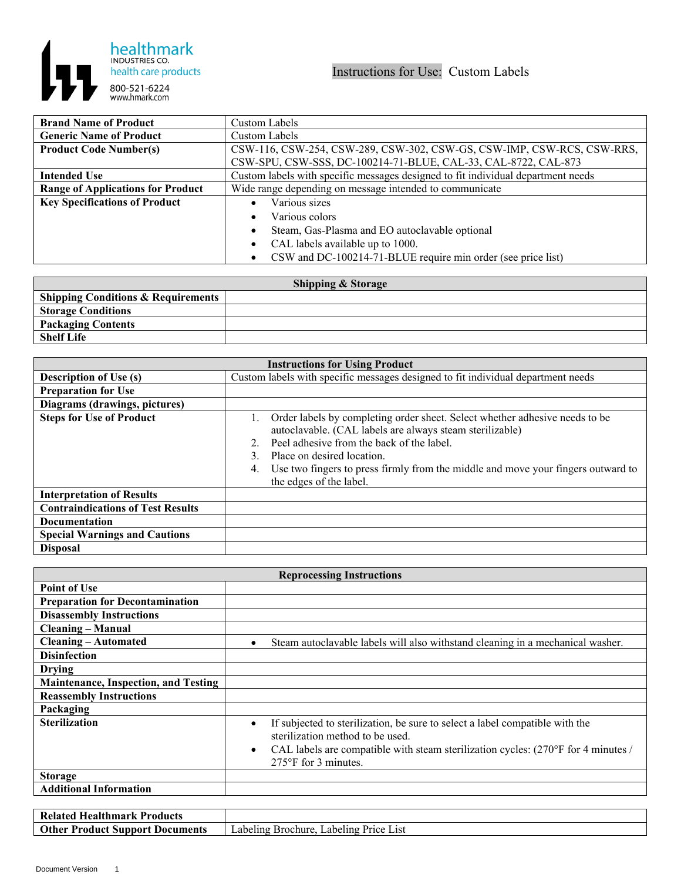healthmark
INDUSTRIES CO.
health care products
800-521-6224
www.hmark.com

# Instructions for Use: Custom Labels

| | |
|---|---|
| **Brand Name of Product** | Custom Labels |
| **Generic Name of Product** | Custom Labels |
| **Product Code Number(s)** | CSW-116, CSW-254, CSW-289, CSW-302, CSW-GS, CSW-IMP, CSW-RCS, CSW-RRS, CSW-SPU, CSW-SSS, DC-100214-71-BLUE, CAL-33, CAL-8722, CAL-873 |
| **Intended Use** | Custom labels with specific messages designed to fit individual department needs |
| **Range of Applications for Product** | Wide range depending on message intended to communicate |
| **Key Specifications of Product** | • Various sizes<br>• Various colors<br>• Steam, Gas-Plasma and EO autoclavable optional<br>• CAL labels available up to 1000.<br>• CSW and DC-100214-71-BLUE require min order (see price list) |

| **Shipping & Storage** | |
|---|---|
| **Shipping Conditions & Requirements** | |
| **Storage Conditions** | |
| **Packaging Contents** | |
| **Shelf Life** | |

| **Instructions for Using Product** | |
|---|---|
| **Description of Use (s)** | Custom labels with specific messages designed to fit individual department needs |
| **Preparation for Use** | |
| **Diagrams (drawings, pictures)** | |
| **Steps for Use of Product** | 1. Order labels by completing order sheet. Select whether adhesive needs to be autoclavable. (CAL labels are always steam sterilizable)<br>2. Peel adhesive from the back of the label.<br>3. Place on desired location.<br>4. Use two fingers to press firmly from the middle and move your fingers outward to the edges of the label. |
| **Interpretation of Results** | |
| **Contraindications of Test Results** | |
| **Documentation** | |
| **Special Warnings and Cautions** | |
| **Disposal** | |

| **Reprocessing Instructions** | |
|---|---|
| **Point of Use** | |
| **Preparation for Decontamination** | |
| **Disassembly Instructions** | |
| **Cleaning – Manual** | |
| **Cleaning – Automated** | • Steam autoclavable labels will also withstand cleaning in a mechanical washer. |
| **Disinfection** | |
| **Drying** | |
| **Maintenance, Inspection, and Testing** | |
| **Reassembly Instructions** | |
| **Packaging** | |
| **Sterilization** | • If subjected to sterilization, be sure to select a label compatible with the sterilization method to be used.<br>• CAL labels are compatible with steam sterilization cycles: (270°F for 4 minutes / 275°F for 3 minutes. |
| **Storage** | |
| **Additional Information** | |

| | |
|---|---|
| **Related Healthmark Products** | |
| **Other Product Support Documents** | Labeling Brochure, Labeling Price List |

Document Version 1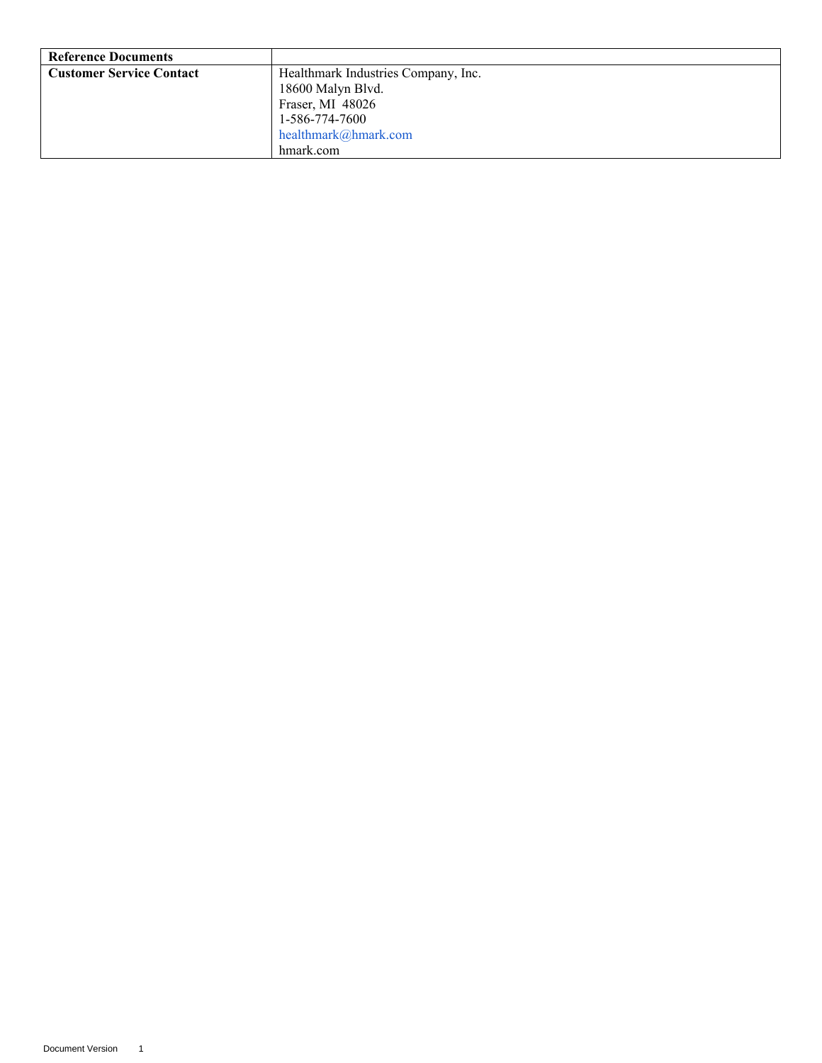| | |
|---|---|
| **Reference Documents** | |
| **Customer Service Contact** | Healthmark Industries Company, Inc.<br>18600 Malyn Blvd.<br>Fraser, MI  48026<br>1-586-774-7600<br>healthmark@hmark.com<br>hmark.com |

Document Version 1